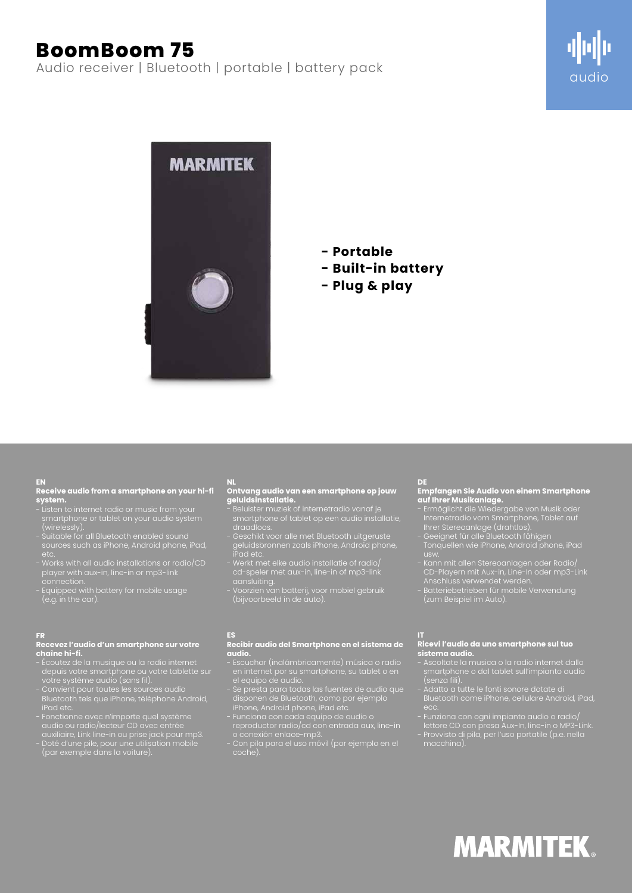# BoomBoom 75

Audio receiver | Bluetooth | portable | battery pack

audio

- **Portable**
- **Built-in battery**
- **Plug & play**

**EN**

**Receive audio from a smartphone on your hi-fi system.**

- Listen to internet radio or music from your smartphone or tablet on your audio system (wirelessly).
- Suitable for all Bluetooth enabled sound sources such as iPhone, Android phone, iPad, etc.
- Works with all audio installations or radio/CD player with aux-in, line-in or mp3-link connection.
- Equipped with battery for mobile usage (e.g. in the car).

**NL**

**Ontvang audio van een smartphone op jouw geluidsinstallatie.**

- Beluister muziek of internetradio vanaf je smartphone of tablet op een audio installatie, draadloos.
- Geschikt voor alle met Bluetooth uitgeruste geluidsbronnen zoals iPhone, Android phone, iPad etc.
- Werkt met elke audio installatie of radio/cd-speler met aux-in, line-in of mp3-link aansluiting.
- Voorzien van batterij, voor mobiel gebruik (bijvoorbeeld in de auto).

**DE**

**Empfangen Sie Audio von einem Smartphone auf Ihrer Musikanlage.**

- Ermöglicht die Wiedergabe von Musik oder Internetradio vom Smartphone, Tablet auf Ihrer Stereoanlage (drahtlos).
- Geeignet für alle Bluetooth fähigen Tonquellen wie iPhone, Android phone, iPad usw.
- Kann mit allen Stereoanlagen oder Radio/CD-Playern mit Aux-in, Line-In oder mp3-Link Anschluss verwendet werden.
- Batteriebetrieben für mobile Verwendung (zum Beispiel im Auto).

**FR**

**Recevez l'audio d'un smartphone sur votre chaîne hi-fi.**

- Écoutez de la musique ou la radio internet depuis votre smartphone ou votre tablette sur votre système audio (sans fil).
- Convient pour toutes les sources audio Bluetooth tels que iPhone, téléphone Android, iPad etc.
- Fonctionne avec n'importe quel système audio ou radio/lecteur CD avec entrée auxiliaire, Link line-in ou prise jack pour mp3.
- Doté d'une pile, pour une utilisation mobile (par exemple dans la voiture).

**ES**

**Recibir audio del Smartphone en el sistema de audio.**

- Escuchar (inalámbricamente) música o radio en internet por su smartphone, su tablet o en el equipo de audio.
- Se presta para todas las fuentes de audio que disponen de Bluetooth, como por ejemplo iPhone, Android phone, iPad etc.
- Funciona con cada equipo de audio o reproductor radio/cd con entrada aux, line-in o conexión enlace-mp3.
- Con pila para el uso móvil (por ejemplo en el coche).

**IT**

**Ricevi l'audio da uno smartphone sul tuo sistema audio.**

- Ascoltate la musica o la radio internet dallo smartphone o dal tablet sull'impianto audio (senza fili).
- Adatto a tutte le fonti sonore dotate di Bluetooth come iPhone, cellulare Android, iPad, ecc.
- Funziona con ogni impianto audio o radio/lettore CD con presa Aux-In, line-in o MP3-Link.
- Provvisto di pila, per l'uso portatile (p.e. nella macchina).

MARMITEK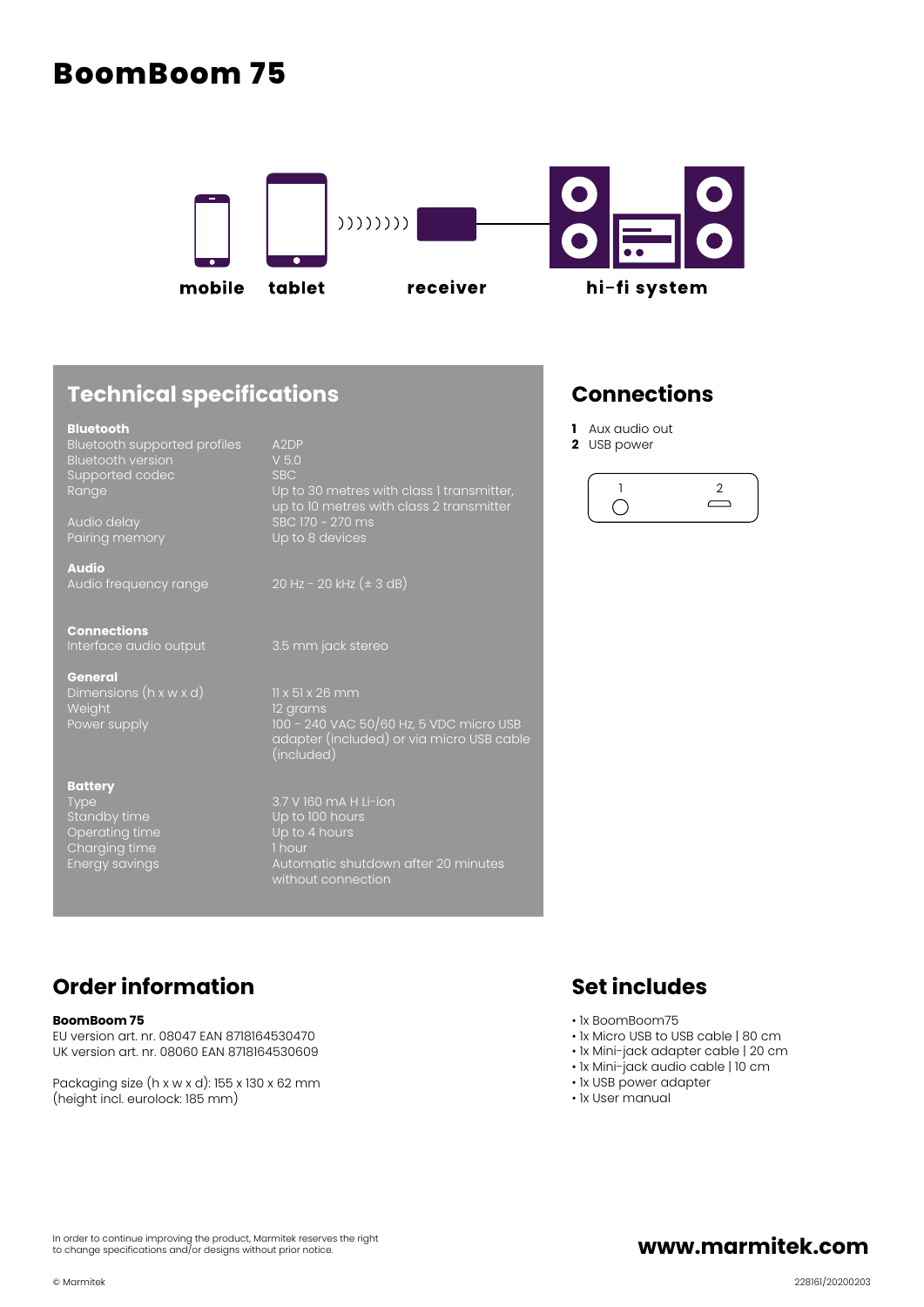# BoomBoom 75

mobile tablet receiver hi-fi system

## Technical specifications

| | |
|---|---|
| **Bluetooth** | |
| Bluetooth supported profiles | A2DP |
| Bluetooth version | V 5.0 |
| Supported codec | SBC |
| Range | Up to 30 metres with class 1 transmitter, up to 10 metres with class 2 transmitter |
| Audio delay | SBC 170 - 270 ms |
| Pairing memory | Up to 8 devices |
| **Audio** | |
| Audio frequency range | 20 Hz - 20 kHz (± 3 dB) |
| **Connections** | |
| Interface audio output | 3.5 mm jack stereo |
| **General** | |
| Dimensions (h x w x d) | 11 x 51 x 26 mm |
| Weight | 12 grams |
| Power supply | 100 - 240 VAC 50/60 Hz, 5 VDC micro USB adapter (included) or via micro USB cable (included) |
| **Battery** | |
| Type | 3.7 V 160 mA H Li-ion |
| Standby time | Up to 100 hours |
| Operating time | Up to 4 hours |
| Charging time | 1 hour |
| Energy savings | Automatic shutdown after 20 minutes without connection |

## Connections

**1** Aux audio out
**2** USB power

1 2

## Order information

**BoomBoom 75**
EU version art. nr. 08047 EAN 8718164530470
UK version art. nr. 08060 EAN 8718164530609

Packaging size (h x w x d): 155 x 130 x 62 mm
(height incl. eurolock: 185 mm)

## Set includes

- 1x BoomBoom75
- 1x Micro USB to USB cable | 80 cm
- 1x Mini-jack adapter cable | 20 cm
- 1x Mini-jack audio cable | 10 cm
- 1x USB power adapter
- 1x User manual

In order to continue improving the product, Marmitek reserves the right to change specifications and/or designs without prior notice.

**www.marmitek.com**

© Marmitek

228161/20200203